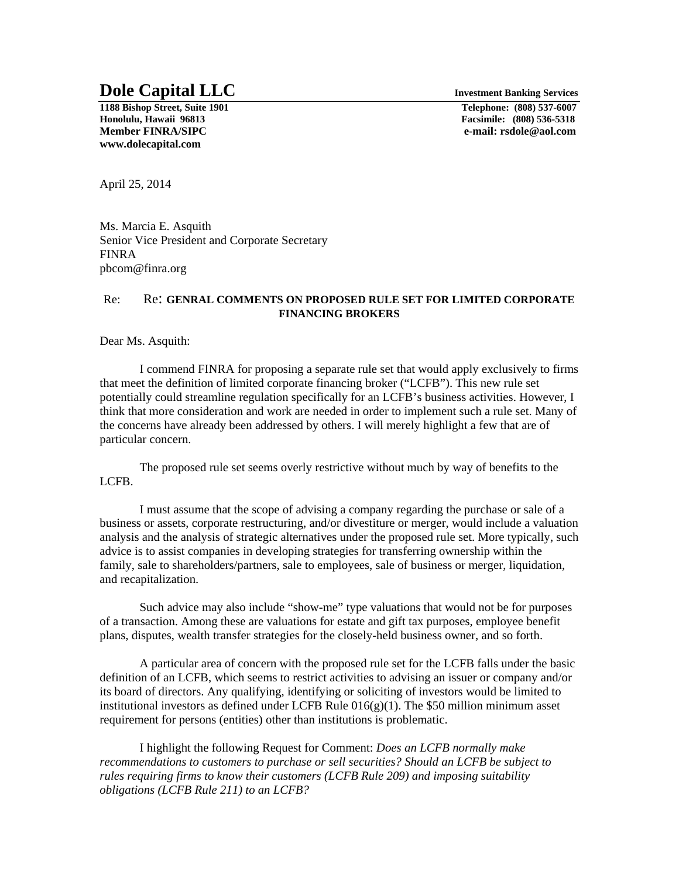# Dole Capital LLC

**Investment Banking Services**

**1188 Bishop Street, Suite 1901**
**Honolulu, Hawaii 96813**
**Member FINRA/SIPC**
**www.dolecapital.com**

**Telephone: (808) 537-6007**
**Facsimile: (808) 536-5318**
**e-mail: rsdole@aol.com**

April 25, 2014

Ms. Marcia E. Asquith
Senior Vice President and Corporate Secretary
FINRA
pbcom@finra.org

Re: Re: **GENRAL COMMENTS ON PROPOSED RULE SET FOR LIMITED CORPORATE FINANCING BROKERS**

Dear Ms. Asquith:

I commend FINRA for proposing a separate rule set that would apply exclusively to firms that meet the definition of limited corporate financing broker ("LCFB"). This new rule set potentially could streamline regulation specifically for an LCFB's business activities. However, I think that more consideration and work are needed in order to implement such a rule set. Many of the concerns have already been addressed by others. I will merely highlight a few that are of particular concern.

The proposed rule set seems overly restrictive without much by way of benefits to the LCFB.

I must assume that the scope of advising a company regarding the purchase or sale of a business or assets, corporate restructuring, and/or divestiture or merger, would include a valuation analysis and the analysis of strategic alternatives under the proposed rule set. More typically, such advice is to assist companies in developing strategies for transferring ownership within the family, sale to shareholders/partners, sale to employees, sale of business or merger, liquidation, and recapitalization.

Such advice may also include "show-me" type valuations that would not be for purposes of a transaction. Among these are valuations for estate and gift tax purposes, employee benefit plans, disputes, wealth transfer strategies for the closely-held business owner, and so forth.

A particular area of concern with the proposed rule set for the LCFB falls under the basic definition of an LCFB, which seems to restrict activities to advising an issuer or company and/or its board of directors. Any qualifying, identifying or soliciting of investors would be limited to institutional investors as defined under LCFB Rule 016(g)(1). The $50 million minimum asset requirement for persons (entities) other than institutions is problematic.

I highlight the following Request for Comment: *Does an LCFB normally make recommendations to customers to purchase or sell securities? Should an LCFB be subject to rules requiring firms to know their customers (LCFB Rule 209) and imposing suitability obligations (LCFB Rule 211) to an LCFB?*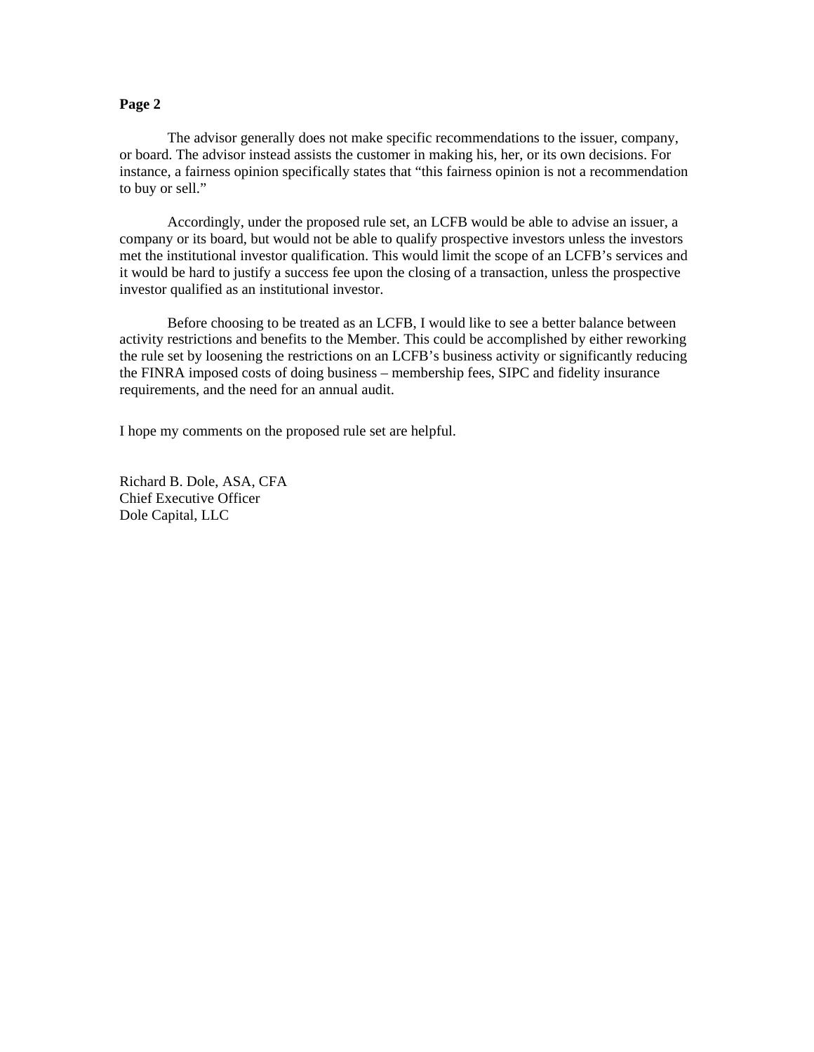The advisor generally does not make specific recommendations to the issuer, company, or board. The advisor instead assists the customer in making his, her, or its own decisions. For instance, a fairness opinion specifically states that "this fairness opinion is not a recommendation to buy or sell."

Accordingly, under the proposed rule set, an LCFB would be able to advise an issuer, a company or its board, but would not be able to qualify prospective investors unless the investors met the institutional investor qualification. This would limit the scope of an LCFB's services and it would be hard to justify a success fee upon the closing of a transaction, unless the prospective investor qualified as an institutional investor.

Before choosing to be treated as an LCFB, I would like to see a better balance between activity restrictions and benefits to the Member. This could be accomplished by either reworking the rule set by loosening the restrictions on an LCFB's business activity or significantly reducing the FINRA imposed costs of doing business – membership fees, SIPC and fidelity insurance requirements, and the need for an annual audit.

I hope my comments on the proposed rule set are helpful.

Richard B. Dole, ASA, CFA
Chief Executive Officer
Dole Capital, LLC